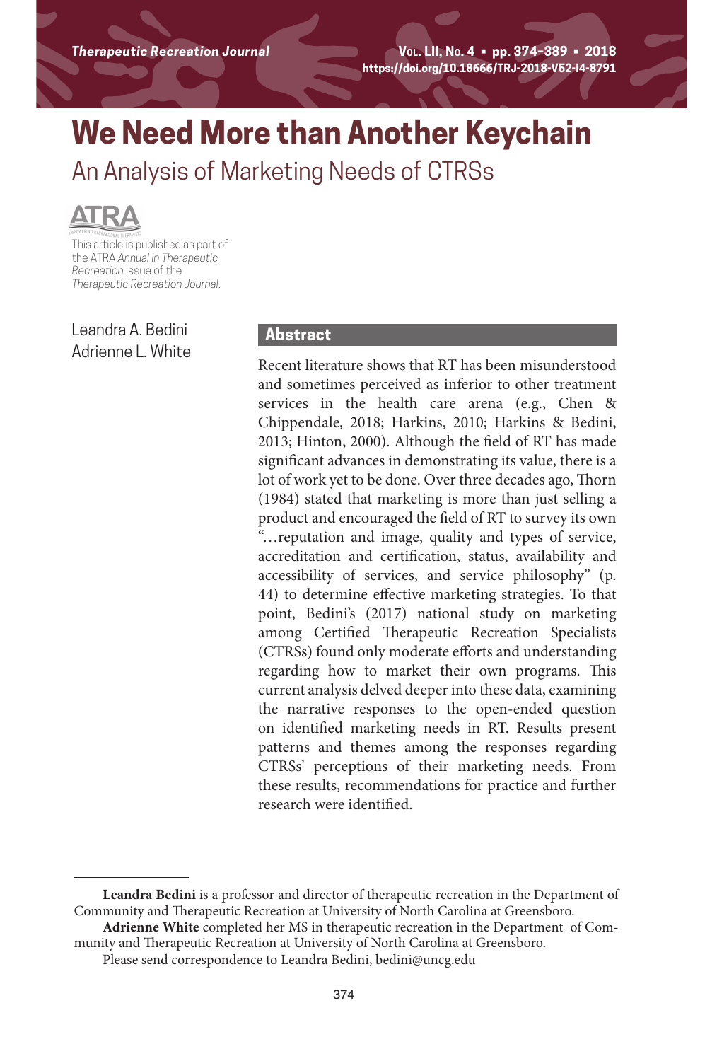# We Need More than Another Keychain

## An Analysis of Marketing Needs of CTRSs

This article is published as part of the ATRA *Annual in Therapeutic Recreation* issue of the *Therapeutic Recreation Journal*.

Leandra A. Bedini
Adrienne L. White

### Abstract

Recent literature shows that RT has been misunderstood and sometimes perceived as inferior to other treatment services in the health care arena (e.g., Chen & Chippendale, 2018; Harkins, 2010; Harkins & Bedini, 2013; Hinton, 2000). Although the field of RT has made significant advances in demonstrating its value, there is a lot of work yet to be done. Over three decades ago, Thorn (1984) stated that marketing is more than just selling a product and encouraged the field of RT to survey its own "…reputation and image, quality and types of service, accreditation and certification, status, availability and accessibility of services, and service philosophy" (p. 44) to determine effective marketing strategies. To that point, Bedini's (2017) national study on marketing among Certified Therapeutic Recreation Specialists (CTRSs) found only moderate efforts and understanding regarding how to market their own programs. This current analysis delved deeper into these data, examining the narrative responses to the open-ended question on identified marketing needs in RT. Results present patterns and themes among the responses regarding CTRSs' perceptions of their marketing needs. From these results, recommendations for practice and further research were identified.

---

**Leandra Bedini** is a professor and director of therapeutic recreation in the Department of Community and Therapeutic Recreation at University of North Carolina at Greensboro.

**Adrienne White** completed her MS in therapeutic recreation in the Department of Community and Therapeutic Recreation at University of North Carolina at Greensboro.

Please send correspondence to Leandra Bedini, bedini@uncg.edu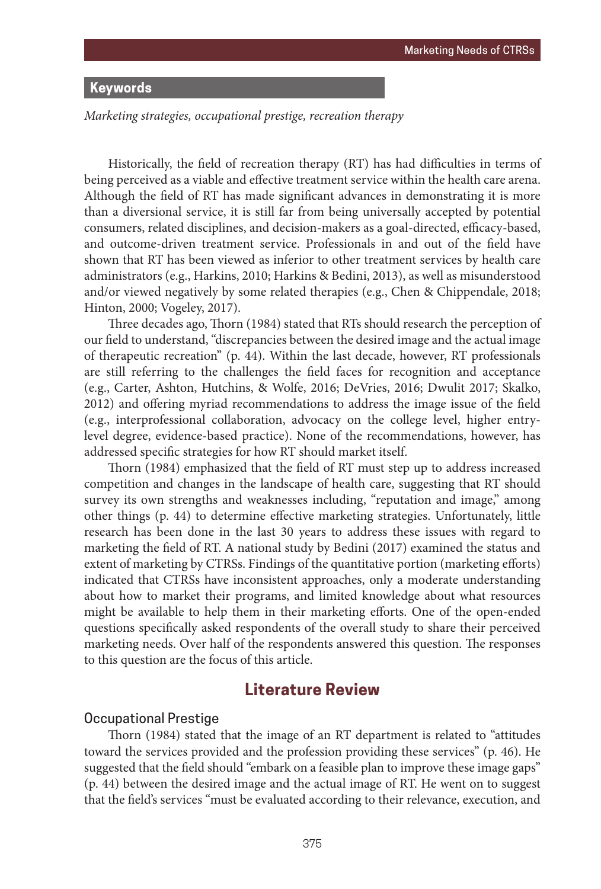## Keywords

*Marketing strategies, occupational prestige, recreation therapy*

Historically, the field of recreation therapy (RT) has had difficulties in terms of being perceived as a viable and effective treatment service within the health care arena. Although the field of RT has made significant advances in demonstrating it is more than a diversional service, it is still far from being universally accepted by potential consumers, related disciplines, and decision-makers as a goal-directed, efficacy-based, and outcome-driven treatment service. Professionals in and out of the field have shown that RT has been viewed as inferior to other treatment services by health care administrators (e.g., Harkins, 2010; Harkins & Bedini, 2013), as well as misunderstood and/or viewed negatively by some related therapies (e.g., Chen & Chippendale, 2018; Hinton, 2000; Vogeley, 2017).

Three decades ago, Thorn (1984) stated that RTs should research the perception of our field to understand, "discrepancies between the desired image and the actual image of therapeutic recreation" (p. 44). Within the last decade, however, RT professionals are still referring to the challenges the field faces for recognition and acceptance (e.g., Carter, Ashton, Hutchins, & Wolfe, 2016; DeVries, 2016; Dwulit 2017; Skalko, 2012) and offering myriad recommendations to address the image issue of the field (e.g., interprofessional collaboration, advocacy on the college level, higher entry-level degree, evidence-based practice). None of the recommendations, however, has addressed specific strategies for how RT should market itself.

Thorn (1984) emphasized that the field of RT must step up to address increased competition and changes in the landscape of health care, suggesting that RT should survey its own strengths and weaknesses including, "reputation and image," among other things (p. 44) to determine effective marketing strategies. Unfortunately, little research has been done in the last 30 years to address these issues with regard to marketing the field of RT. A national study by Bedini (2017) examined the status and extent of marketing by CTRSs. Findings of the quantitative portion (marketing efforts) indicated that CTRSs have inconsistent approaches, only a moderate understanding about how to market their programs, and limited knowledge about what resources might be available to help them in their marketing efforts. One of the open-ended questions specifically asked respondents of the overall study to share their perceived marketing needs. Over half of the respondents answered this question. The responses to this question are the focus of this article.

## Literature Review

### Occupational Prestige

Thorn (1984) stated that the image of an RT department is related to "attitudes toward the services provided and the profession providing these services" (p. 46). He suggested that the field should "embark on a feasible plan to improve these image gaps" (p. 44) between the desired image and the actual image of RT. He went on to suggest that the field's services "must be evaluated according to their relevance, execution, and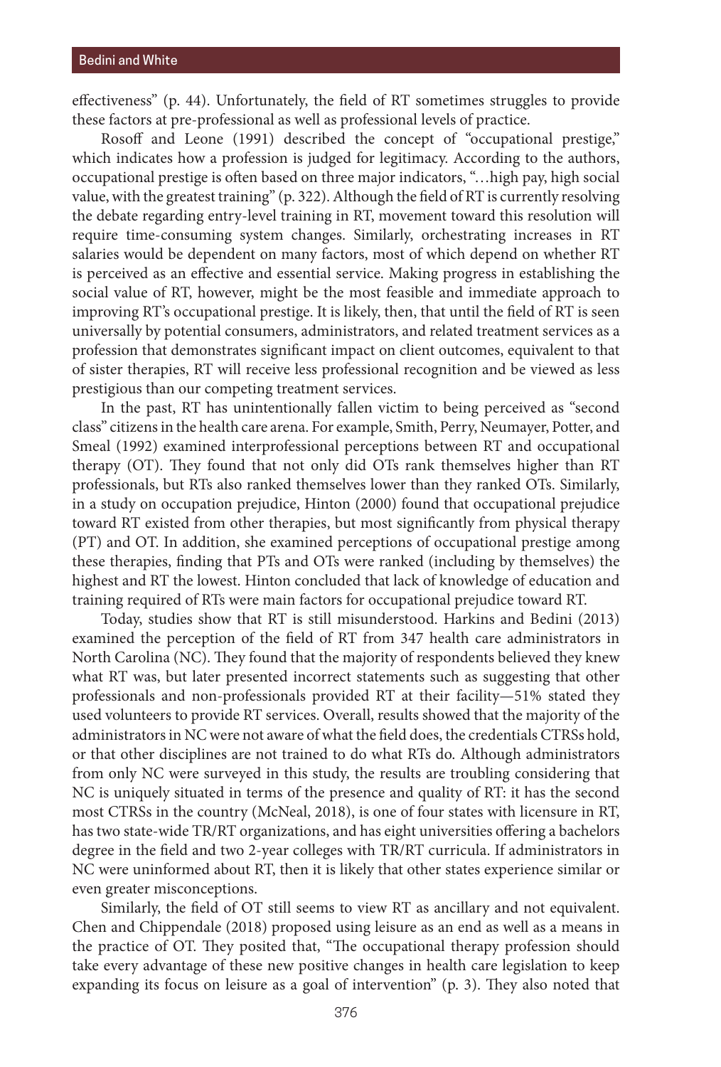effectiveness" (p. 44). Unfortunately, the field of RT sometimes struggles to provide these factors at pre-professional as well as professional levels of practice.

Rosoff and Leone (1991) described the concept of "occupational prestige," which indicates how a profession is judged for legitimacy. According to the authors, occupational prestige is often based on three major indicators, "…high pay, high social value, with the greatest training" (p. 322). Although the field of RT is currently resolving the debate regarding entry-level training in RT, movement toward this resolution will require time-consuming system changes. Similarly, orchestrating increases in RT salaries would be dependent on many factors, most of which depend on whether RT is perceived as an effective and essential service. Making progress in establishing the social value of RT, however, might be the most feasible and immediate approach to improving RT's occupational prestige. It is likely, then, that until the field of RT is seen universally by potential consumers, administrators, and related treatment services as a profession that demonstrates significant impact on client outcomes, equivalent to that of sister therapies, RT will receive less professional recognition and be viewed as less prestigious than our competing treatment services.

In the past, RT has unintentionally fallen victim to being perceived as "second class" citizens in the health care arena. For example, Smith, Perry, Neumayer, Potter, and Smeal (1992) examined interprofessional perceptions between RT and occupational therapy (OT). They found that not only did OTs rank themselves higher than RT professionals, but RTs also ranked themselves lower than they ranked OTs. Similarly, in a study on occupation prejudice, Hinton (2000) found that occupational prejudice toward RT existed from other therapies, but most significantly from physical therapy (PT) and OT. In addition, she examined perceptions of occupational prestige among these therapies, finding that PTs and OTs were ranked (including by themselves) the highest and RT the lowest. Hinton concluded that lack of knowledge of education and training required of RTs were main factors for occupational prejudice toward RT.

Today, studies show that RT is still misunderstood. Harkins and Bedini (2013) examined the perception of the field of RT from 347 health care administrators in North Carolina (NC). They found that the majority of respondents believed they knew what RT was, but later presented incorrect statements such as suggesting that other professionals and non-professionals provided RT at their facility—51% stated they used volunteers to provide RT services. Overall, results showed that the majority of the administrators in NC were not aware of what the field does, the credentials CTRSs hold, or that other disciplines are not trained to do what RTs do. Although administrators from only NC were surveyed in this study, the results are troubling considering that NC is uniquely situated in terms of the presence and quality of RT: it has the second most CTRSs in the country (McNeal, 2018), is one of four states with licensure in RT, has two state-wide TR/RT organizations, and has eight universities offering a bachelors degree in the field and two 2-year colleges with TR/RT curricula. If administrators in NC were uninformed about RT, then it is likely that other states experience similar or even greater misconceptions.

Similarly, the field of OT still seems to view RT as ancillary and not equivalent. Chen and Chippendale (2018) proposed using leisure as an end as well as a means in the practice of OT. They posited that, "The occupational therapy profession should take every advantage of these new positive changes in health care legislation to keep expanding its focus on leisure as a goal of intervention" (p. 3). They also noted that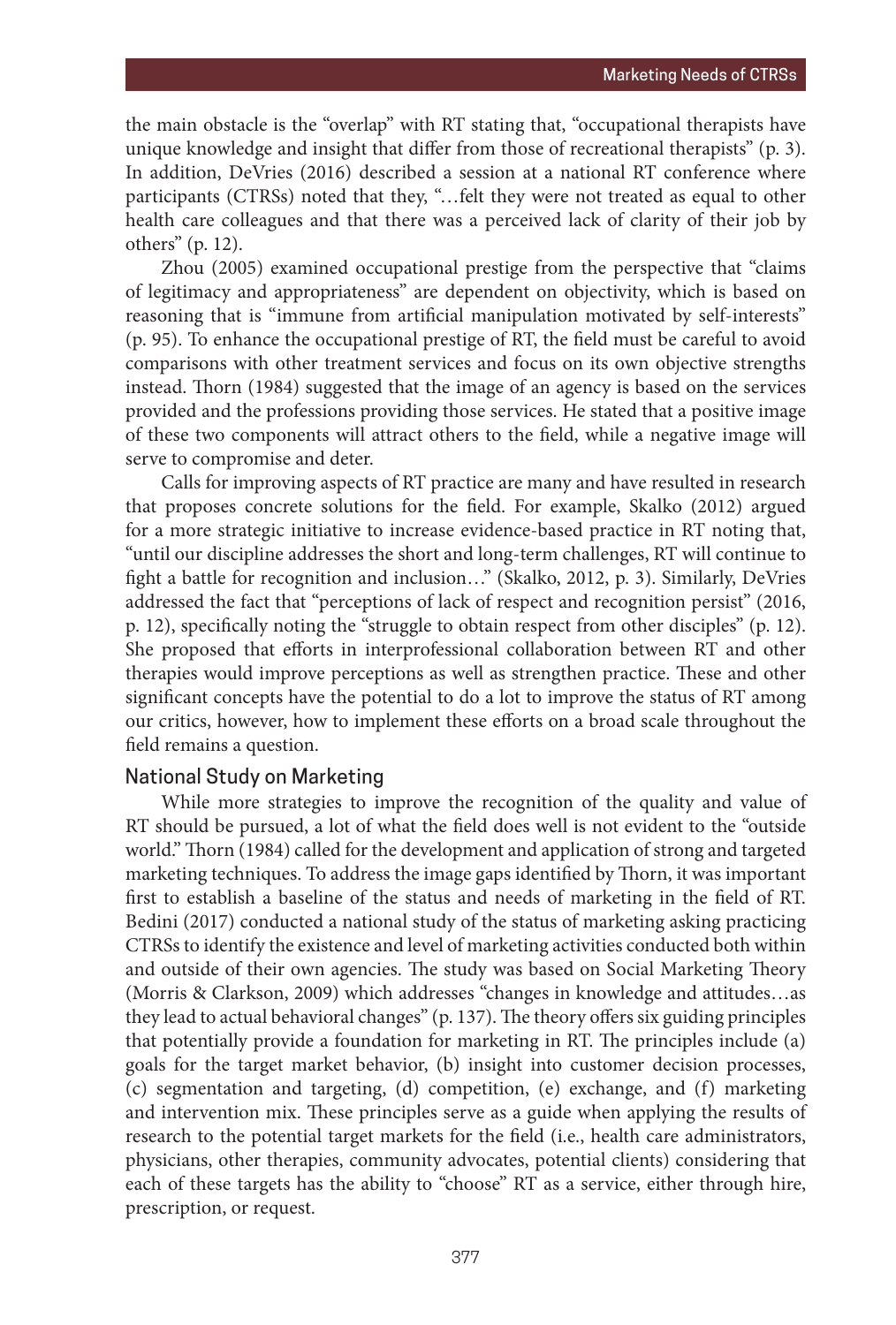the main obstacle is the "overlap" with RT stating that, "occupational therapists have unique knowledge and insight that differ from those of recreational therapists" (p. 3). In addition, DeVries (2016) described a session at a national RT conference where participants (CTRSs) noted that they, "…felt they were not treated as equal to other health care colleagues and that there was a perceived lack of clarity of their job by others" (p. 12).

Zhou (2005) examined occupational prestige from the perspective that "claims of legitimacy and appropriateness" are dependent on objectivity, which is based on reasoning that is "immune from artificial manipulation motivated by self-interests" (p. 95). To enhance the occupational prestige of RT, the field must be careful to avoid comparisons with other treatment services and focus on its own objective strengths instead. Thorn (1984) suggested that the image of an agency is based on the services provided and the professions providing those services. He stated that a positive image of these two components will attract others to the field, while a negative image will serve to compromise and deter.

Calls for improving aspects of RT practice are many and have resulted in research that proposes concrete solutions for the field. For example, Skalko (2012) argued for a more strategic initiative to increase evidence-based practice in RT noting that, "until our discipline addresses the short and long-term challenges, RT will continue to fight a battle for recognition and inclusion…" (Skalko, 2012, p. 3). Similarly, DeVries addressed the fact that "perceptions of lack of respect and recognition persist" (2016, p. 12), specifically noting the "struggle to obtain respect from other disciples" (p. 12). She proposed that efforts in interprofessional collaboration between RT and other therapies would improve perceptions as well as strengthen practice. These and other significant concepts have the potential to do a lot to improve the status of RT among our critics, however, how to implement these efforts on a broad scale throughout the field remains a question.

## National Study on Marketing

While more strategies to improve the recognition of the quality and value of RT should be pursued, a lot of what the field does well is not evident to the "outside world." Thorn (1984) called for the development and application of strong and targeted marketing techniques. To address the image gaps identified by Thorn, it was important first to establish a baseline of the status and needs of marketing in the field of RT. Bedini (2017) conducted a national study of the status of marketing asking practicing CTRSs to identify the existence and level of marketing activities conducted both within and outside of their own agencies. The study was based on Social Marketing Theory (Morris & Clarkson, 2009) which addresses "changes in knowledge and attitudes…as they lead to actual behavioral changes" (p. 137). The theory offers six guiding principles that potentially provide a foundation for marketing in RT. The principles include (a) goals for the target market behavior, (b) insight into customer decision processes, (c) segmentation and targeting, (d) competition, (e) exchange, and (f) marketing and intervention mix. These principles serve as a guide when applying the results of research to the potential target markets for the field (i.e., health care administrators, physicians, other therapies, community advocates, potential clients) considering that each of these targets has the ability to "choose" RT as a service, either through hire, prescription, or request.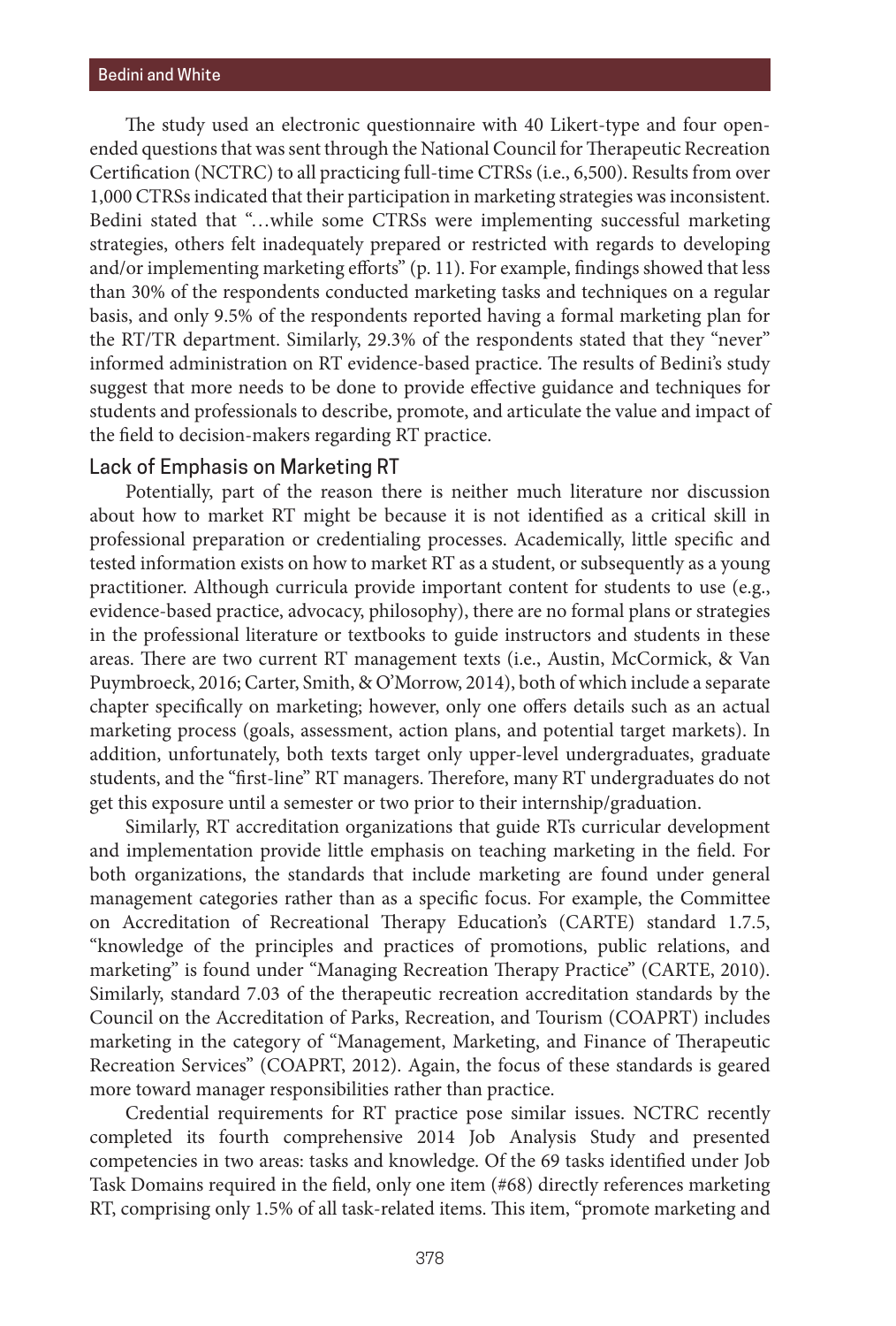The study used an electronic questionnaire with 40 Likert-type and four open-ended questions that was sent through the National Council for Therapeutic Recreation Certification (NCTRC) to all practicing full-time CTRSs (i.e., 6,500). Results from over 1,000 CTRSs indicated that their participation in marketing strategies was inconsistent. Bedini stated that "…while some CTRSs were implementing successful marketing strategies, others felt inadequately prepared or restricted with regards to developing and/or implementing marketing efforts" (p. 11). For example, findings showed that less than 30% of the respondents conducted marketing tasks and techniques on a regular basis, and only 9.5% of the respondents reported having a formal marketing plan for the RT/TR department. Similarly, 29.3% of the respondents stated that they "never" informed administration on RT evidence-based practice. The results of Bedini's study suggest that more needs to be done to provide effective guidance and techniques for students and professionals to describe, promote, and articulate the value and impact of the field to decision-makers regarding RT practice.

### Lack of Emphasis on Marketing RT

Potentially, part of the reason there is neither much literature nor discussion about how to market RT might be because it is not identified as a critical skill in professional preparation or credentialing processes. Academically, little specific and tested information exists on how to market RT as a student, or subsequently as a young practitioner. Although curricula provide important content for students to use (e.g., evidence-based practice, advocacy, philosophy), there are no formal plans or strategies in the professional literature or textbooks to guide instructors and students in these areas. There are two current RT management texts (i.e., Austin, McCormick, & Van Puymbroeck, 2016; Carter, Smith, & O'Morrow, 2014), both of which include a separate chapter specifically on marketing; however, only one offers details such as an actual marketing process (goals, assessment, action plans, and potential target markets). In addition, unfortunately, both texts target only upper-level undergraduates, graduate students, and the "first-line" RT managers. Therefore, many RT undergraduates do not get this exposure until a semester or two prior to their internship/graduation.

Similarly, RT accreditation organizations that guide RTs curricular development and implementation provide little emphasis on teaching marketing in the field. For both organizations, the standards that include marketing are found under general management categories rather than as a specific focus. For example, the Committee on Accreditation of Recreational Therapy Education's (CARTE) standard 1.7.5, "knowledge of the principles and practices of promotions, public relations, and marketing" is found under "Managing Recreation Therapy Practice" (CARTE, 2010). Similarly, standard 7.03 of the therapeutic recreation accreditation standards by the Council on the Accreditation of Parks, Recreation, and Tourism (COAPRT) includes marketing in the category of "Management, Marketing, and Finance of Therapeutic Recreation Services" (COAPRT, 2012). Again, the focus of these standards is geared more toward manager responsibilities rather than practice.

Credential requirements for RT practice pose similar issues. NCTRC recently completed its fourth comprehensive 2014 Job Analysis Study and presented competencies in two areas: tasks and knowledge. Of the 69 tasks identified under Job Task Domains required in the field, only one item (#68) directly references marketing RT, comprising only 1.5% of all task-related items. This item, "promote marketing and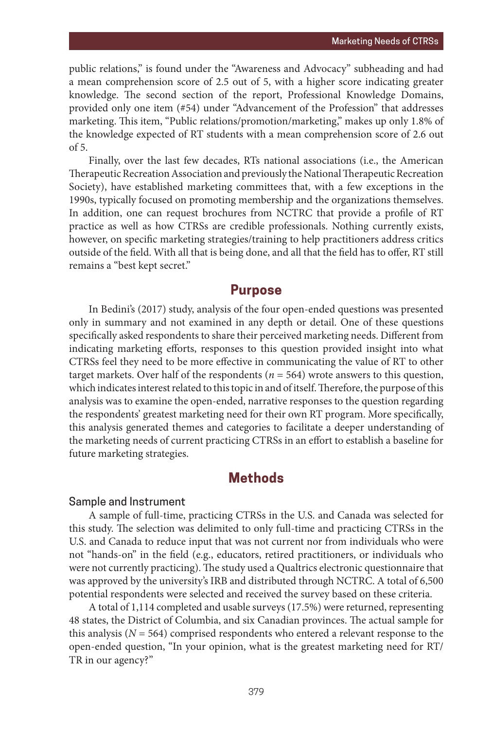public relations," is found under the "Awareness and Advocacy" subheading and had a mean comprehension score of 2.5 out of 5, with a higher score indicating greater knowledge. The second section of the report, Professional Knowledge Domains, provided only one item (#54) under "Advancement of the Profession" that addresses marketing. This item, "Public relations/promotion/marketing," makes up only 1.8% of the knowledge expected of RT students with a mean comprehension score of 2.6 out of 5.

Finally, over the last few decades, RTs national associations (i.e., the American Therapeutic Recreation Association and previously the National Therapeutic Recreation Society), have established marketing committees that, with a few exceptions in the 1990s, typically focused on promoting membership and the organizations themselves. In addition, one can request brochures from NCTRC that provide a profile of RT practice as well as how CTRSs are credible professionals. Nothing currently exists, however, on specific marketing strategies/training to help practitioners address critics outside of the field. With all that is being done, and all that the field has to offer, RT still remains a "best kept secret."

## Purpose

In Bedini's (2017) study, analysis of the four open-ended questions was presented only in summary and not examined in any depth or detail. One of these questions specifically asked respondents to share their perceived marketing needs. Different from indicating marketing efforts, responses to this question provided insight into what CTRSs feel they need to be more effective in communicating the value of RT to other target markets. Over half of the respondents ($n = 564$) wrote answers to this question, which indicates interest related to this topic in and of itself. Therefore, the purpose of this analysis was to examine the open-ended, narrative responses to the question regarding the respondents' greatest marketing need for their own RT program. More specifically, this analysis generated themes and categories to facilitate a deeper understanding of the marketing needs of current practicing CTRSs in an effort to establish a baseline for future marketing strategies.

## Methods

### Sample and Instrument

A sample of full-time, practicing CTRSs in the U.S. and Canada was selected for this study. The selection was delimited to only full-time and practicing CTRSs in the U.S. and Canada to reduce input that was not current nor from individuals who were not "hands-on" in the field (e.g., educators, retired practitioners, or individuals who were not currently practicing). The study used a Qualtrics electronic questionnaire that was approved by the university's IRB and distributed through NCTRC. A total of 6,500 potential respondents were selected and received the survey based on these criteria.

A total of 1,114 completed and usable surveys (17.5%) were returned, representing 48 states, the District of Columbia, and six Canadian provinces. The actual sample for this analysis ($N = 564$) comprised respondents who entered a relevant response to the open-ended question, "In your opinion, what is the greatest marketing need for RT/TR in our agency?"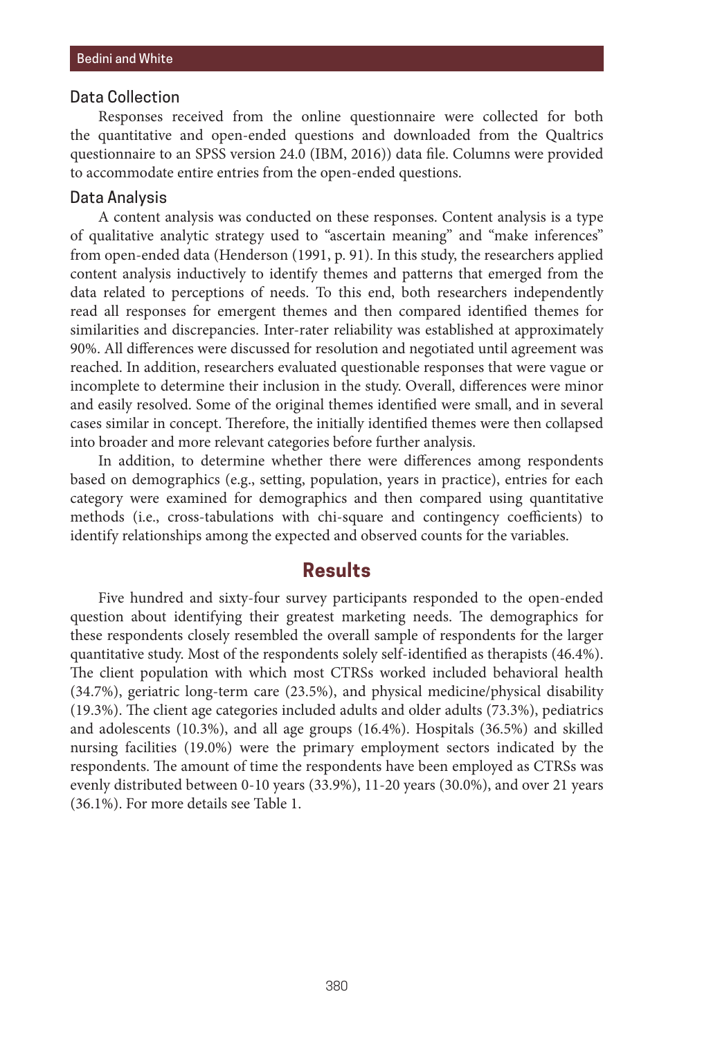### Data Collection

Responses received from the online questionnaire were collected for both the quantitative and open-ended questions and downloaded from the Qualtrics questionnaire to an SPSS version 24.0 (IBM, 2016)) data file. Columns were provided to accommodate entire entries from the open-ended questions.

### Data Analysis

A content analysis was conducted on these responses. Content analysis is a type of qualitative analytic strategy used to "ascertain meaning" and "make inferences" from open-ended data (Henderson (1991, p. 91). In this study, the researchers applied content analysis inductively to identify themes and patterns that emerged from the data related to perceptions of needs. To this end, both researchers independently read all responses for emergent themes and then compared identified themes for similarities and discrepancies. Inter-rater reliability was established at approximately 90%. All differences were discussed for resolution and negotiated until agreement was reached. In addition, researchers evaluated questionable responses that were vague or incomplete to determine their inclusion in the study. Overall, differences were minor and easily resolved. Some of the original themes identified were small, and in several cases similar in concept. Therefore, the initially identified themes were then collapsed into broader and more relevant categories before further analysis.

In addition, to determine whether there were differences among respondents based on demographics (e.g., setting, population, years in practice), entries for each category were examined for demographics and then compared using quantitative methods (i.e., cross-tabulations with chi-square and contingency coefficients) to identify relationships among the expected and observed counts for the variables.

## Results

Five hundred and sixty-four survey participants responded to the open-ended question about identifying their greatest marketing needs. The demographics for these respondents closely resembled the overall sample of respondents for the larger quantitative study. Most of the respondents solely self-identified as therapists (46.4%). The client population with which most CTRSs worked included behavioral health (34.7%), geriatric long-term care (23.5%), and physical medicine/physical disability (19.3%). The client age categories included adults and older adults (73.3%), pediatrics and adolescents (10.3%), and all age groups (16.4%). Hospitals (36.5%) and skilled nursing facilities (19.0%) were the primary employment sectors indicated by the respondents. The amount of time the respondents have been employed as CTRSs was evenly distributed between 0-10 years (33.9%), 11-20 years (30.0%), and over 21 years (36.1%). For more details see Table 1.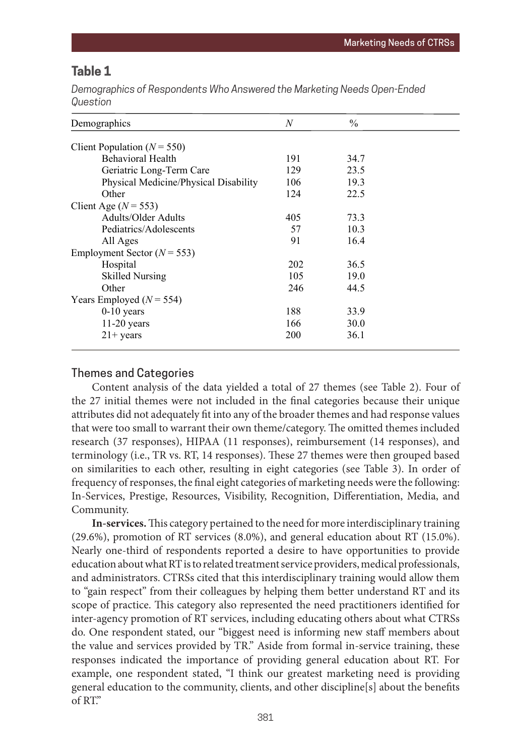## Table 1

*Demographics of Respondents Who Answered the Marketing Needs Open-Ended Question*

| Demographics | *N* | % |
|---|---|---|
| Client Population (*N* = 550) | | |
| Behavioral Health | 191 | 34.7 |
| Geriatric Long-Term Care | 129 | 23.5 |
| Physical Medicine/Physical Disability | 106 | 19.3 |
| Other | 124 | 22.5 |
| Client Age (*N* = 553) | | |
| Adults/Older Adults | 405 | 73.3 |
| Pediatrics/Adolescents | 57 | 10.3 |
| All Ages | 91 | 16.4 |
| Employment Sector (*N* = 553) | | |
| Hospital | 202 | 36.5 |
| Skilled Nursing | 105 | 19.0 |
| Other | 246 | 44.5 |
| Years Employed (*N* = 554) | | |
| 0-10 years | 188 | 33.9 |
| 11-20 years | 166 | 30.0 |
| 21+ years | 200 | 36.1 |

### Themes and Categories

Content analysis of the data yielded a total of 27 themes (see Table 2). Four of the 27 initial themes were not included in the final categories because their unique attributes did not adequately fit into any of the broader themes and had response values that were too small to warrant their own theme/category. The omitted themes included research (37 responses), HIPAA (11 responses), reimbursement (14 responses), and terminology (i.e., TR vs. RT, 14 responses). These 27 themes were then grouped based on similarities to each other, resulting in eight categories (see Table 3). In order of frequency of responses, the final eight categories of marketing needs were the following: In-Services, Prestige, Resources, Visibility, Recognition, Differentiation, Media, and Community.

**In-services.** This category pertained to the need for more interdisciplinary training (29.6%), promotion of RT services (8.0%), and general education about RT (15.0%). Nearly one-third of respondents reported a desire to have opportunities to provide education about what RT is to related treatment service providers, medical professionals, and administrators. CTRSs cited that this interdisciplinary training would allow them to "gain respect" from their colleagues by helping them better understand RT and its scope of practice. This category also represented the need practitioners identified for inter-agency promotion of RT services, including educating others about what CTRSs do. One respondent stated, our "biggest need is informing new staff members about the value and services provided by TR." Aside from formal in-service training, these responses indicated the importance of providing general education about RT. For example, one respondent stated, "I think our greatest marketing need is providing general education to the community, clients, and other discipline[s] about the benefits of RT."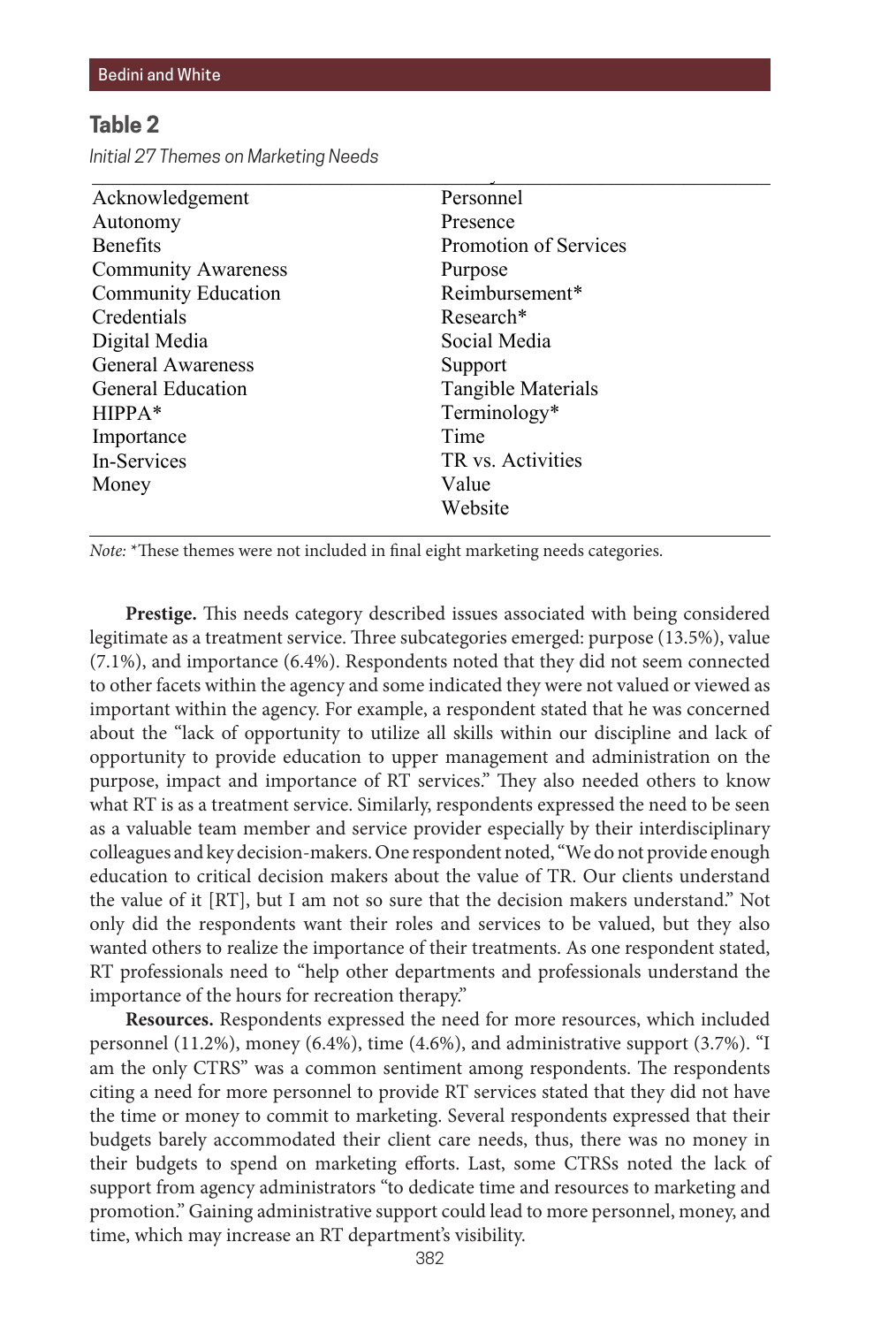**Table 2**

*Initial 27 Themes on Marketing Needs*

| | |
|---|---|
| Acknowledgement | Personnel |
| Autonomy | Presence |
| Benefits | Promotion of Services |
| Community Awareness | Purpose |
| Community Education | Reimbursement* |
| Credentials | Research* |
| Digital Media | Social Media |
| General Awareness | Support |
| General Education | Tangible Materials |
| HIPPA* | Terminology* |
| Importance | Time |
| In-Services | TR vs. Activities |
| Money | Value |
| | Website |

*Note:* *These themes were not included in final eight marketing needs categories.

**Prestige.** This needs category described issues associated with being considered legitimate as a treatment service. Three subcategories emerged: purpose (13.5%), value (7.1%), and importance (6.4%). Respondents noted that they did not seem connected to other facets within the agency and some indicated they were not valued or viewed as important within the agency. For example, a respondent stated that he was concerned about the "lack of opportunity to utilize all skills within our discipline and lack of opportunity to provide education to upper management and administration on the purpose, impact and importance of RT services." They also needed others to know what RT is as a treatment service. Similarly, respondents expressed the need to be seen as a valuable team member and service provider especially by their interdisciplinary colleagues and key decision-makers. One respondent noted, "We do not provide enough education to critical decision makers about the value of TR. Our clients understand the value of it [RT], but I am not so sure that the decision makers understand." Not only did the respondents want their roles and services to be valued, but they also wanted others to realize the importance of their treatments. As one respondent stated, RT professionals need to "help other departments and professionals understand the importance of the hours for recreation therapy."

**Resources.** Respondents expressed the need for more resources, which included personnel (11.2%), money (6.4%), time (4.6%), and administrative support (3.7%). "I am the only CTRS" was a common sentiment among respondents. The respondents citing a need for more personnel to provide RT services stated that they did not have the time or money to commit to marketing. Several respondents expressed that their budgets barely accommodated their client care needs, thus, there was no money in their budgets to spend on marketing efforts. Last, some CTRSs noted the lack of support from agency administrators "to dedicate time and resources to marketing and promotion." Gaining administrative support could lead to more personnel, money, and time, which may increase an RT department's visibility.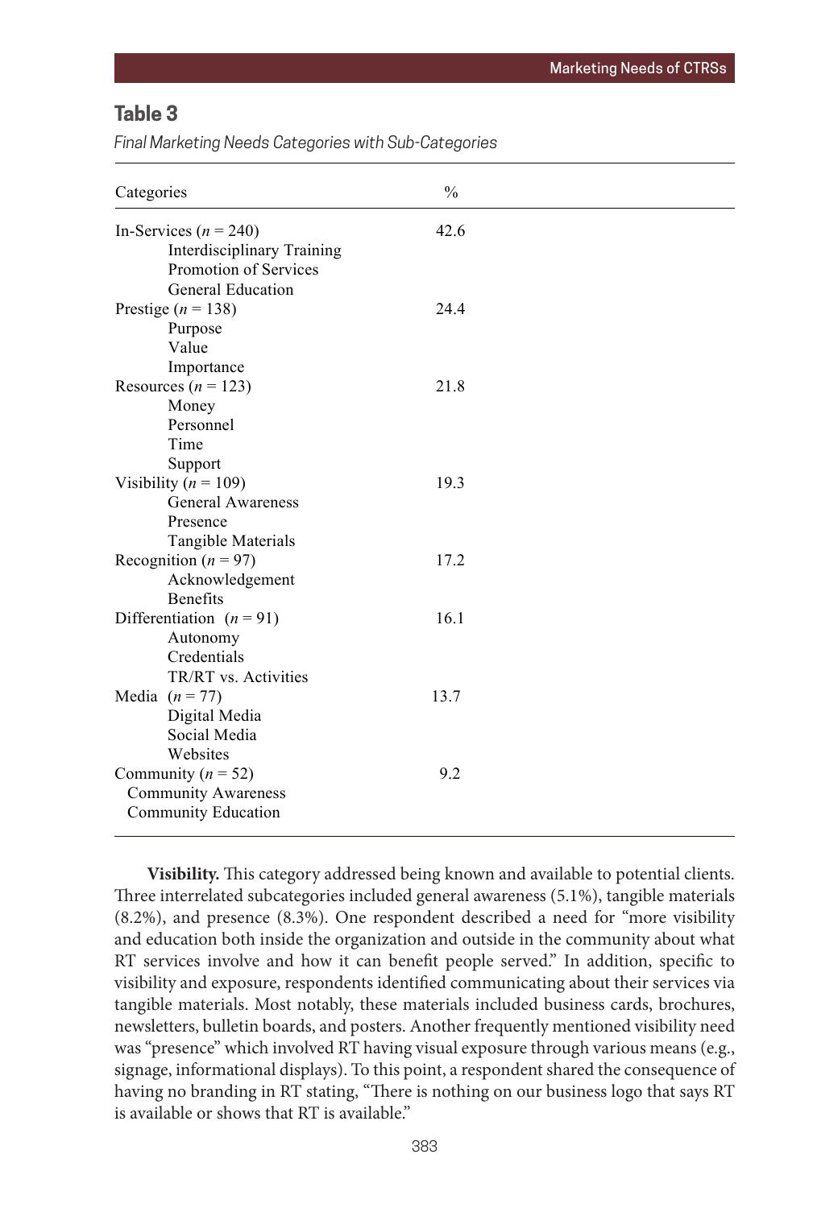**Table 3**

*Final Marketing Needs Categories with Sub-Categories*

| Categories | % |
|---|---|
| In-Services (*n* = 240) | 42.6 |
| Interdisciplinary Training | |
| Promotion of Services | |
| General Education | |
| Prestige (*n* = 138) | 24.4 |
| Purpose | |
| Value | |
| Importance | |
| Resources (*n* = 123) | 21.8 |
| Money | |
| Personnel | |
| Time | |
| Support | |
| Visibility (*n* = 109) | 19.3 |
| General Awareness | |
| Presence | |
| Tangible Materials | |
| Recognition (*n* = 97) | 17.2 |
| Acknowledgement | |
| Benefits | |
| Differentiation (*n* = 91) | 16.1 |
| Autonomy | |
| Credentials | |
| TR/RT vs. Activities | |
| Media (*n* = 77) | 13.7 |
| Digital Media | |
| Social Media | |
| Websites | |
| Community (*n* = 52) | 9.2 |
| Community Awareness | |
| Community Education | |

**Visibility.** This category addressed being known and available to potential clients. Three interrelated subcategories included general awareness (5.1%), tangible materials (8.2%), and presence (8.3%). One respondent described a need for "more visibility and education both inside the organization and outside in the community about what RT services involve and how it can benefit people served." In addition, specific to visibility and exposure, respondents identified communicating about their services via tangible materials. Most notably, these materials included business cards, brochures, newsletters, bulletin boards, and posters. Another frequently mentioned visibility need was "presence" which involved RT having visual exposure through various means (e.g., signage, informational displays). To this point, a respondent shared the consequence of having no branding in RT stating, "There is nothing on our business logo that says RT is available or shows that RT is available."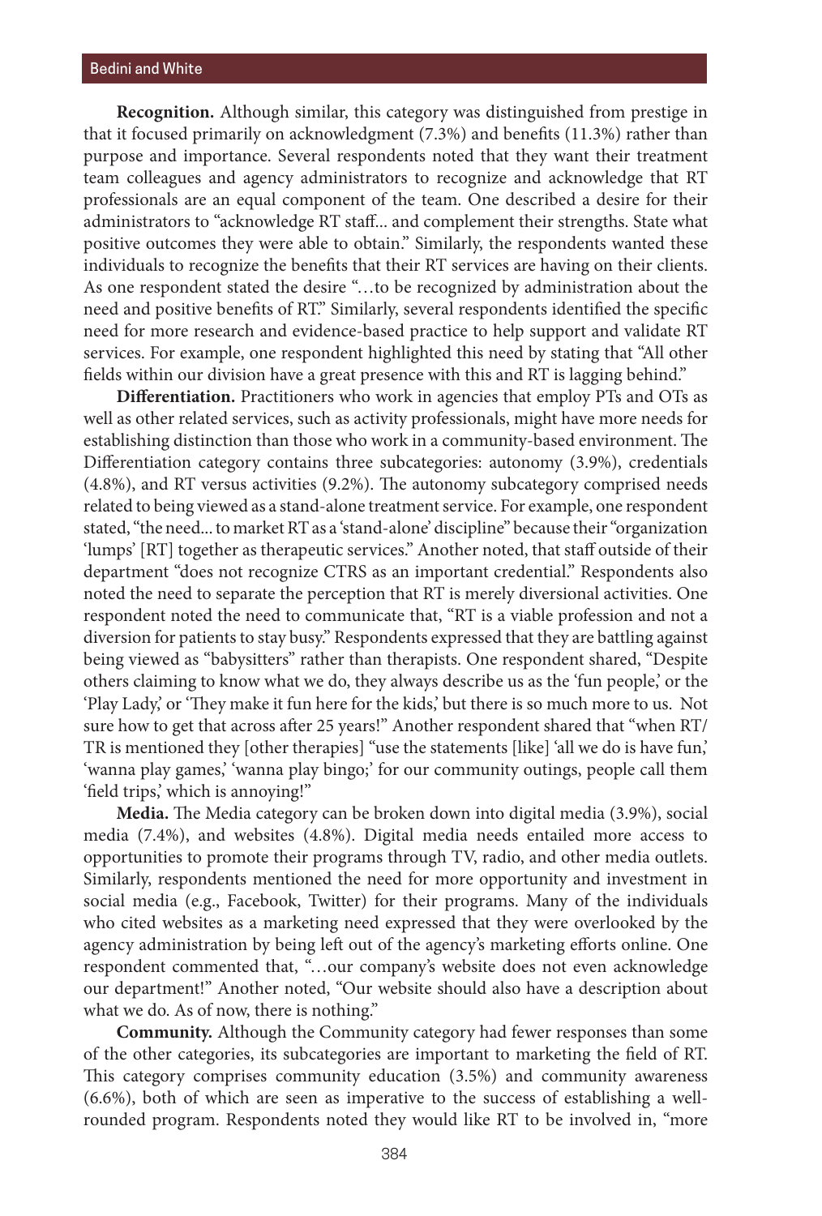**Recognition.** Although similar, this category was distinguished from prestige in that it focused primarily on acknowledgment (7.3%) and benefits (11.3%) rather than purpose and importance. Several respondents noted that they want their treatment team colleagues and agency administrators to recognize and acknowledge that RT professionals are an equal component of the team. One described a desire for their administrators to "acknowledge RT staff... and complement their strengths. State what positive outcomes they were able to obtain." Similarly, the respondents wanted these individuals to recognize the benefits that their RT services are having on their clients. As one respondent stated the desire "…to be recognized by administration about the need and positive benefits of RT." Similarly, several respondents identified the specific need for more research and evidence-based practice to help support and validate RT services. For example, one respondent highlighted this need by stating that "All other fields within our division have a great presence with this and RT is lagging behind."

**Differentiation.** Practitioners who work in agencies that employ PTs and OTs as well as other related services, such as activity professionals, might have more needs for establishing distinction than those who work in a community-based environment. The Differentiation category contains three subcategories: autonomy (3.9%), credentials (4.8%), and RT versus activities (9.2%). The autonomy subcategory comprised needs related to being viewed as a stand-alone treatment service. For example, one respondent stated, "the need... to market RT as a 'stand-alone' discipline" because their "organization 'lumps' [RT] together as therapeutic services." Another noted, that staff outside of their department "does not recognize CTRS as an important credential." Respondents also noted the need to separate the perception that RT is merely diversional activities. One respondent noted the need to communicate that, "RT is a viable profession and not a diversion for patients to stay busy." Respondents expressed that they are battling against being viewed as "babysitters" rather than therapists. One respondent shared, "Despite others claiming to know what we do, they always describe us as the 'fun people,' or the 'Play Lady,' or 'They make it fun here for the kids,' but there is so much more to us. Not sure how to get that across after 25 years!" Another respondent shared that "when RT/TR is mentioned they [other therapies] "use the statements [like] 'all we do is have fun,' 'wanna play games,' 'wanna play bingo;' for our community outings, people call them 'field trips,' which is annoying!"

**Media.** The Media category can be broken down into digital media (3.9%), social media (7.4%), and websites (4.8%). Digital media needs entailed more access to opportunities to promote their programs through TV, radio, and other media outlets. Similarly, respondents mentioned the need for more opportunity and investment in social media (e.g., Facebook, Twitter) for their programs. Many of the individuals who cited websites as a marketing need expressed that they were overlooked by the agency administration by being left out of the agency's marketing efforts online. One respondent commented that, "…our company's website does not even acknowledge our department!" Another noted, "Our website should also have a description about what we do. As of now, there is nothing."

**Community.** Although the Community category had fewer responses than some of the other categories, its subcategories are important to marketing the field of RT. This category comprises community education (3.5%) and community awareness (6.6%), both of which are seen as imperative to the success of establishing a well-rounded program. Respondents noted they would like RT to be involved in, "more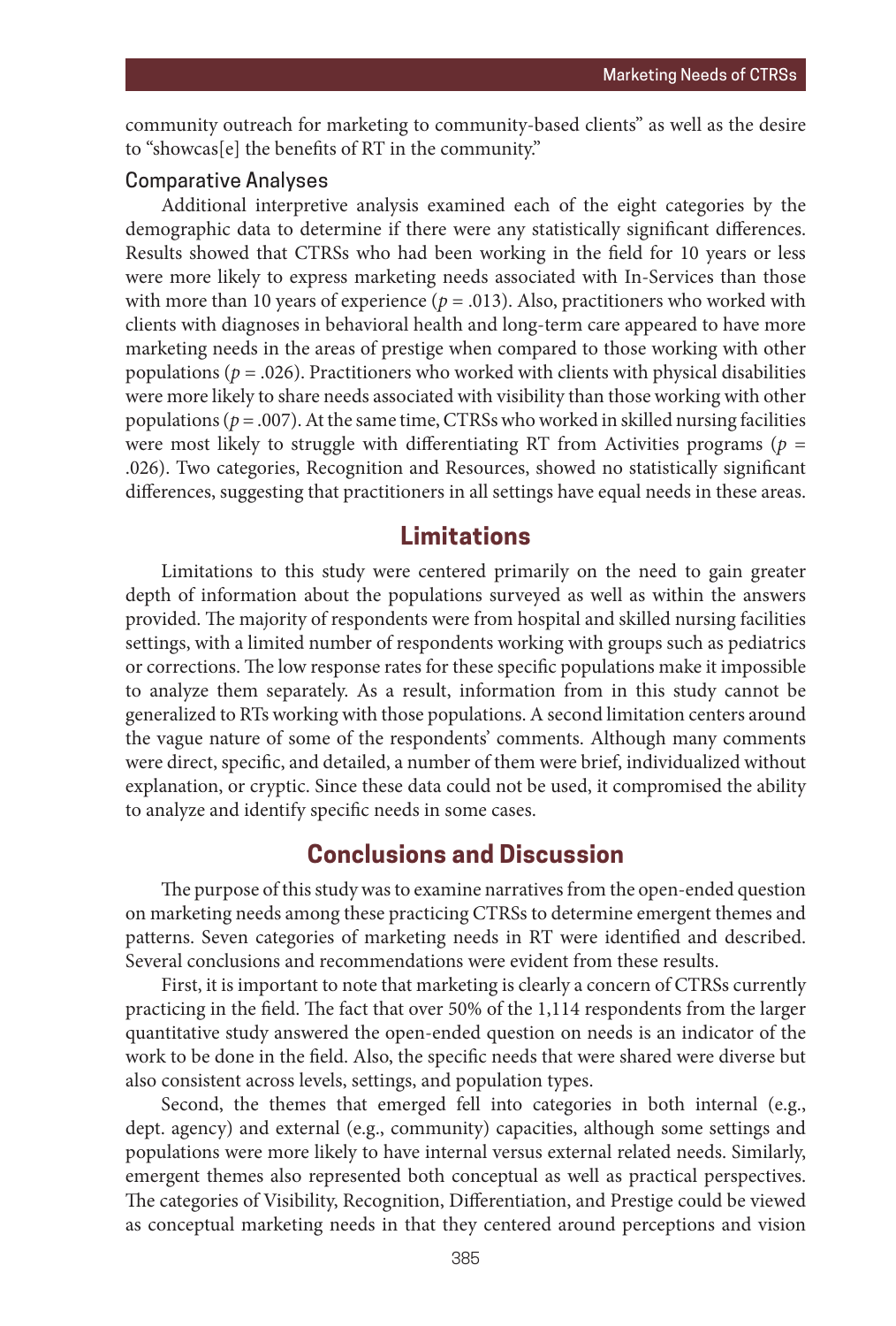community outreach for marketing to community-based clients" as well as the desire to "showcas[e] the benefits of RT in the community."

### Comparative Analyses

Additional interpretive analysis examined each of the eight categories by the demographic data to determine if there were any statistically significant differences. Results showed that CTRSs who had been working in the field for 10 years or less were more likely to express marketing needs associated with In-Services than those with more than 10 years of experience ($p = .013$). Also, practitioners who worked with clients with diagnoses in behavioral health and long-term care appeared to have more marketing needs in the areas of prestige when compared to those working with other populations ($p = .026$). Practitioners who worked with clients with physical disabilities were more likely to share needs associated with visibility than those working with other populations ($p = .007$). At the same time, CTRSs who worked in skilled nursing facilities were most likely to struggle with differentiating RT from Activities programs ($p = .026$). Two categories, Recognition and Resources, showed no statistically significant differences, suggesting that practitioners in all settings have equal needs in these areas.

## Limitations

Limitations to this study were centered primarily on the need to gain greater depth of information about the populations surveyed as well as within the answers provided. The majority of respondents were from hospital and skilled nursing facilities settings, with a limited number of respondents working with groups such as pediatrics or corrections. The low response rates for these specific populations make it impossible to analyze them separately. As a result, information from in this study cannot be generalized to RTs working with those populations. A second limitation centers around the vague nature of some of the respondents' comments. Although many comments were direct, specific, and detailed, a number of them were brief, individualized without explanation, or cryptic. Since these data could not be used, it compromised the ability to analyze and identify specific needs in some cases.

## Conclusions and Discussion

The purpose of this study was to examine narratives from the open-ended question on marketing needs among these practicing CTRSs to determine emergent themes and patterns. Seven categories of marketing needs in RT were identified and described. Several conclusions and recommendations were evident from these results.

First, it is important to note that marketing is clearly a concern of CTRSs currently practicing in the field. The fact that over 50% of the 1,114 respondents from the larger quantitative study answered the open-ended question on needs is an indicator of the work to be done in the field. Also, the specific needs that were shared were diverse but also consistent across levels, settings, and population types.

Second, the themes that emerged fell into categories in both internal (e.g., dept. agency) and external (e.g., community) capacities, although some settings and populations were more likely to have internal versus external related needs. Similarly, emergent themes also represented both conceptual as well as practical perspectives. The categories of Visibility, Recognition, Differentiation, and Prestige could be viewed as conceptual marketing needs in that they centered around perceptions and vision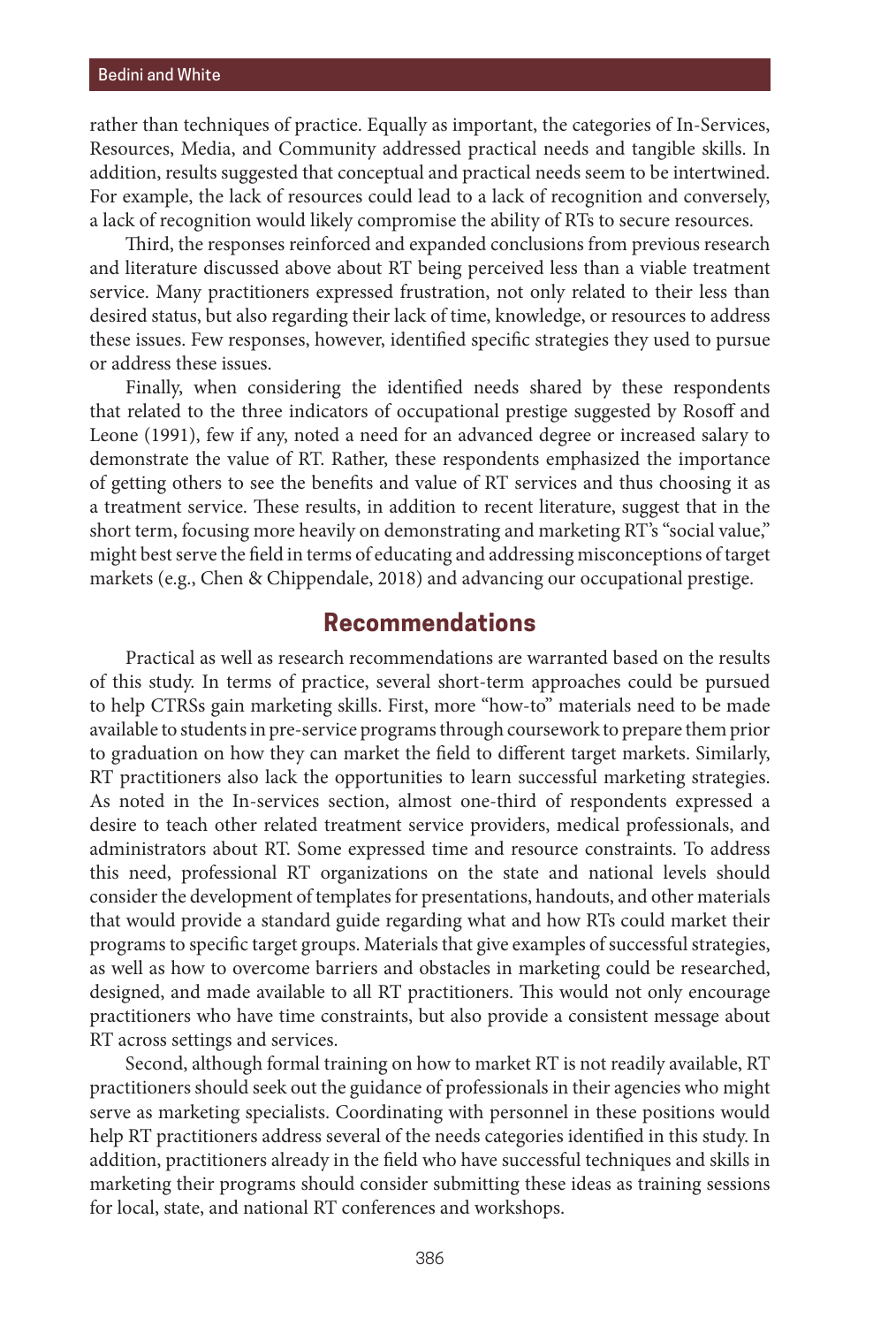rather than techniques of practice. Equally as important, the categories of In-Services, Resources, Media, and Community addressed practical needs and tangible skills. In addition, results suggested that conceptual and practical needs seem to be intertwined. For example, the lack of resources could lead to a lack of recognition and conversely, a lack of recognition would likely compromise the ability of RTs to secure resources.

Third, the responses reinforced and expanded conclusions from previous research and literature discussed above about RT being perceived less than a viable treatment service. Many practitioners expressed frustration, not only related to their less than desired status, but also regarding their lack of time, knowledge, or resources to address these issues. Few responses, however, identified specific strategies they used to pursue or address these issues.

Finally, when considering the identified needs shared by these respondents that related to the three indicators of occupational prestige suggested by Rosoff and Leone (1991), few if any, noted a need for an advanced degree or increased salary to demonstrate the value of RT. Rather, these respondents emphasized the importance of getting others to see the benefits and value of RT services and thus choosing it as a treatment service. These results, in addition to recent literature, suggest that in the short term, focusing more heavily on demonstrating and marketing RT's "social value," might best serve the field in terms of educating and addressing misconceptions of target markets (e.g., Chen & Chippendale, 2018) and advancing our occupational prestige.

## Recommendations

Practical as well as research recommendations are warranted based on the results of this study. In terms of practice, several short-term approaches could be pursued to help CTRSs gain marketing skills. First, more "how-to" materials need to be made available to students in pre-service programs through coursework to prepare them prior to graduation on how they can market the field to different target markets. Similarly, RT practitioners also lack the opportunities to learn successful marketing strategies. As noted in the In-services section, almost one-third of respondents expressed a desire to teach other related treatment service providers, medical professionals, and administrators about RT. Some expressed time and resource constraints. To address this need, professional RT organizations on the state and national levels should consider the development of templates for presentations, handouts, and other materials that would provide a standard guide regarding what and how RTs could market their programs to specific target groups. Materials that give examples of successful strategies, as well as how to overcome barriers and obstacles in marketing could be researched, designed, and made available to all RT practitioners. This would not only encourage practitioners who have time constraints, but also provide a consistent message about RT across settings and services.

Second, although formal training on how to market RT is not readily available, RT practitioners should seek out the guidance of professionals in their agencies who might serve as marketing specialists. Coordinating with personnel in these positions would help RT practitioners address several of the needs categories identified in this study. In addition, practitioners already in the field who have successful techniques and skills in marketing their programs should consider submitting these ideas as training sessions for local, state, and national RT conferences and workshops.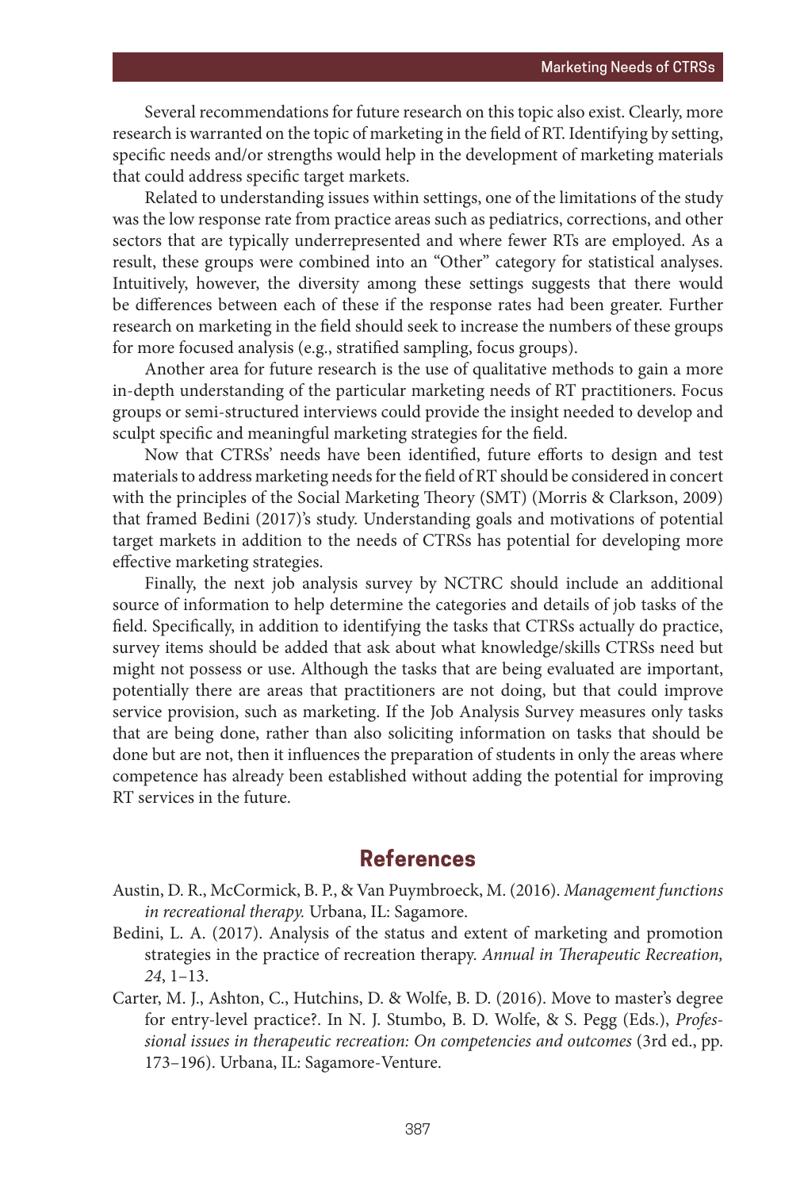Several recommendations for future research on this topic also exist. Clearly, more research is warranted on the topic of marketing in the field of RT. Identifying by setting, specific needs and/or strengths would help in the development of marketing materials that could address specific target markets.

Related to understanding issues within settings, one of the limitations of the study was the low response rate from practice areas such as pediatrics, corrections, and other sectors that are typically underrepresented and where fewer RTs are employed. As a result, these groups were combined into an "Other" category for statistical analyses. Intuitively, however, the diversity among these settings suggests that there would be differences between each of these if the response rates had been greater. Further research on marketing in the field should seek to increase the numbers of these groups for more focused analysis (e.g., stratified sampling, focus groups).

Another area for future research is the use of qualitative methods to gain a more in-depth understanding of the particular marketing needs of RT practitioners. Focus groups or semi-structured interviews could provide the insight needed to develop and sculpt specific and meaningful marketing strategies for the field.

Now that CTRSs' needs have been identified, future efforts to design and test materials to address marketing needs for the field of RT should be considered in concert with the principles of the Social Marketing Theory (SMT) (Morris & Clarkson, 2009) that framed Bedini (2017)'s study. Understanding goals and motivations of potential target markets in addition to the needs of CTRSs has potential for developing more effective marketing strategies.

Finally, the next job analysis survey by NCTRC should include an additional source of information to help determine the categories and details of job tasks of the field. Specifically, in addition to identifying the tasks that CTRSs actually do practice, survey items should be added that ask about what knowledge/skills CTRSs need but might not possess or use. Although the tasks that are being evaluated are important, potentially there are areas that practitioners are not doing, but that could improve service provision, such as marketing. If the Job Analysis Survey measures only tasks that are being done, rather than also soliciting information on tasks that should be done but are not, then it influences the preparation of students in only the areas where competence has already been established without adding the potential for improving RT services in the future.

## References

Austin, D. R., McCormick, B. P., & Van Puymbroeck, M. (2016). *Management functions in recreational therapy.* Urbana, IL: Sagamore.

Bedini, L. A. (2017). Analysis of the status and extent of marketing and promotion strategies in the practice of recreation therapy. *Annual in Therapeutic Recreation, 24*, 1–13.

Carter, M. J., Ashton, C., Hutchins, D. & Wolfe, B. D. (2016). Move to master's degree for entry-level practice?. In N. J. Stumbo, B. D. Wolfe, & S. Pegg (Eds.), *Professional issues in therapeutic recreation: On competencies and outcomes* (3rd ed., pp. 173–196). Urbana, IL: Sagamore-Venture.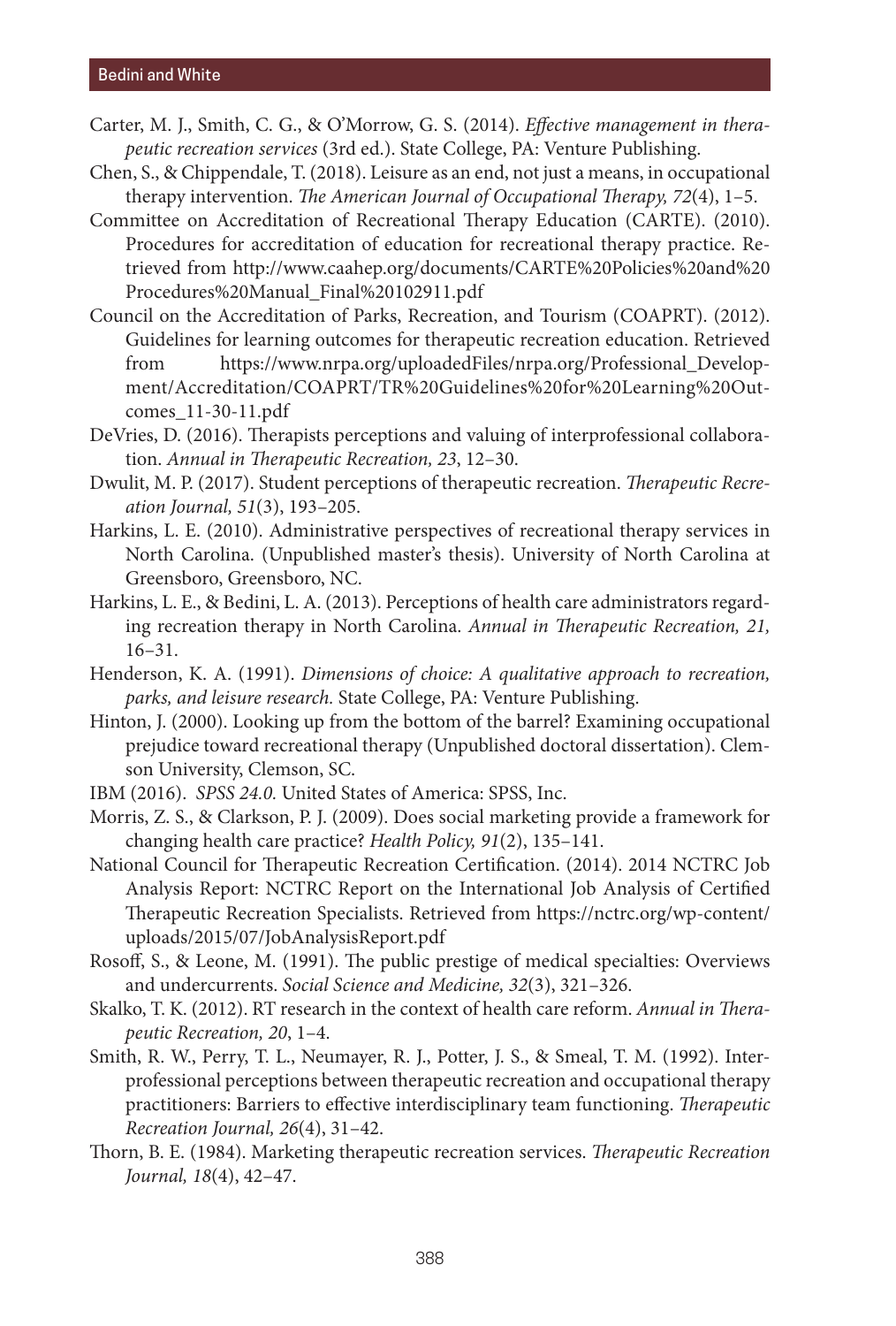Carter, M. J., Smith, C. G., & O'Morrow, G. S. (2014). *Effective management in therapeutic recreation services* (3rd ed.). State College, PA: Venture Publishing.

Chen, S., & Chippendale, T. (2018). Leisure as an end, not just a means, in occupational therapy intervention. *The American Journal of Occupational Therapy, 72*(4), 1–5.

Committee on Accreditation of Recreational Therapy Education (CARTE). (2010). Procedures for accreditation of education for recreational therapy practice. Retrieved from http://www.caahep.org/documents/CARTE%20Policies%20and%20Procedures%20Manual_Final%20102911.pdf

Council on the Accreditation of Parks, Recreation, and Tourism (COAPRT). (2012). Guidelines for learning outcomes for therapeutic recreation education. Retrieved from https://www.nrpa.org/uploadedFiles/nrpa.org/Professional_Development/Accreditation/COAPRT/TR%20Guidelines%20for%20Learning%20Outcomes_11-30-11.pdf

DeVries, D. (2016). Therapists perceptions and valuing of interprofessional collaboration. *Annual in Therapeutic Recreation, 23*, 12–30.

Dwulit, M. P. (2017). Student perceptions of therapeutic recreation. *Therapeutic Recreation Journal, 51*(3), 193–205.

Harkins, L. E. (2010). Administrative perspectives of recreational therapy services in North Carolina. (Unpublished master's thesis). University of North Carolina at Greensboro, Greensboro, NC.

Harkins, L. E., & Bedini, L. A. (2013). Perceptions of health care administrators regarding recreation therapy in North Carolina. *Annual in Therapeutic Recreation, 21,* 16–31.

Henderson, K. A. (1991). *Dimensions of choice: A qualitative approach to recreation, parks, and leisure research.* State College, PA: Venture Publishing.

Hinton, J. (2000). Looking up from the bottom of the barrel? Examining occupational prejudice toward recreational therapy (Unpublished doctoral dissertation). Clemson University, Clemson, SC.

IBM (2016). *SPSS 24.0.* United States of America: SPSS, Inc.

Morris, Z. S., & Clarkson, P. J. (2009). Does social marketing provide a framework for changing health care practice? *Health Policy, 91*(2), 135–141.

National Council for Therapeutic Recreation Certification. (2014). 2014 NCTRC Job Analysis Report: NCTRC Report on the International Job Analysis of Certified Therapeutic Recreation Specialists. Retrieved from https://nctrc.org/wp-content/uploads/2015/07/JobAnalysisReport.pdf

Rosoff, S., & Leone, M. (1991). The public prestige of medical specialties: Overviews and undercurrents. *Social Science and Medicine, 32*(3), 321–326.

Skalko, T. K. (2012). RT research in the context of health care reform. *Annual in Therapeutic Recreation, 20*, 1–4.

Smith, R. W., Perry, T. L., Neumayer, R. J., Potter, J. S., & Smeal, T. M. (1992). Interprofessional perceptions between therapeutic recreation and occupational therapy practitioners: Barriers to effective interdisciplinary team functioning. *Therapeutic Recreation Journal, 26*(4), 31–42.

Thorn, B. E. (1984). Marketing therapeutic recreation services. *Therapeutic Recreation Journal, 18*(4), 42–47.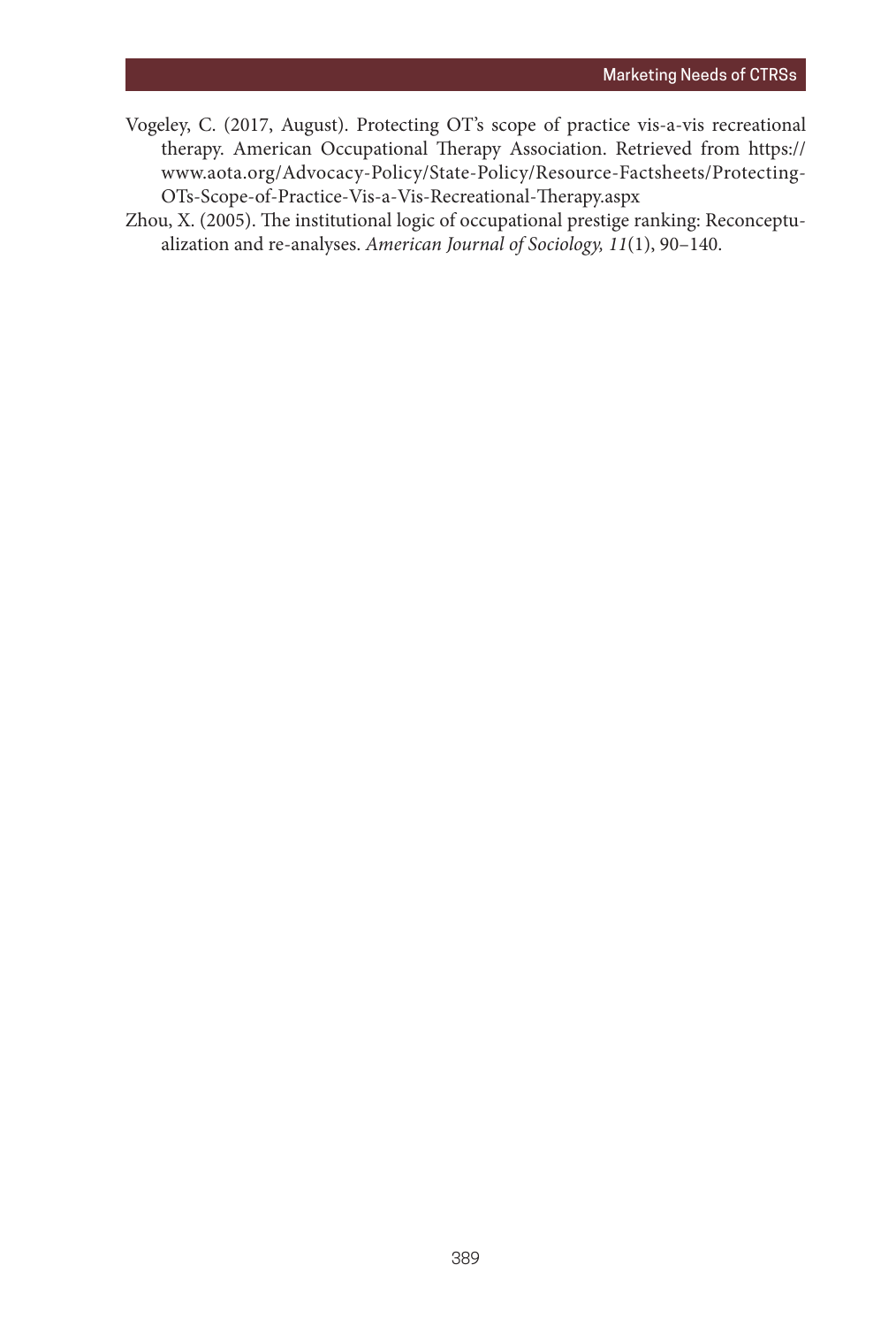Vogeley, C. (2017, August). Protecting OT's scope of practice vis-a-vis recreational therapy. American Occupational Therapy Association. Retrieved from https://www.aota.org/Advocacy-Policy/State-Policy/Resource-Factsheets/Protecting-OTs-Scope-of-Practice-Vis-a-Vis-Recreational-Therapy.aspx

Zhou, X. (2005). The institutional logic of occupational prestige ranking: Reconceptualization and re-analyses. *American Journal of Sociology, 11*(1), 90–140.